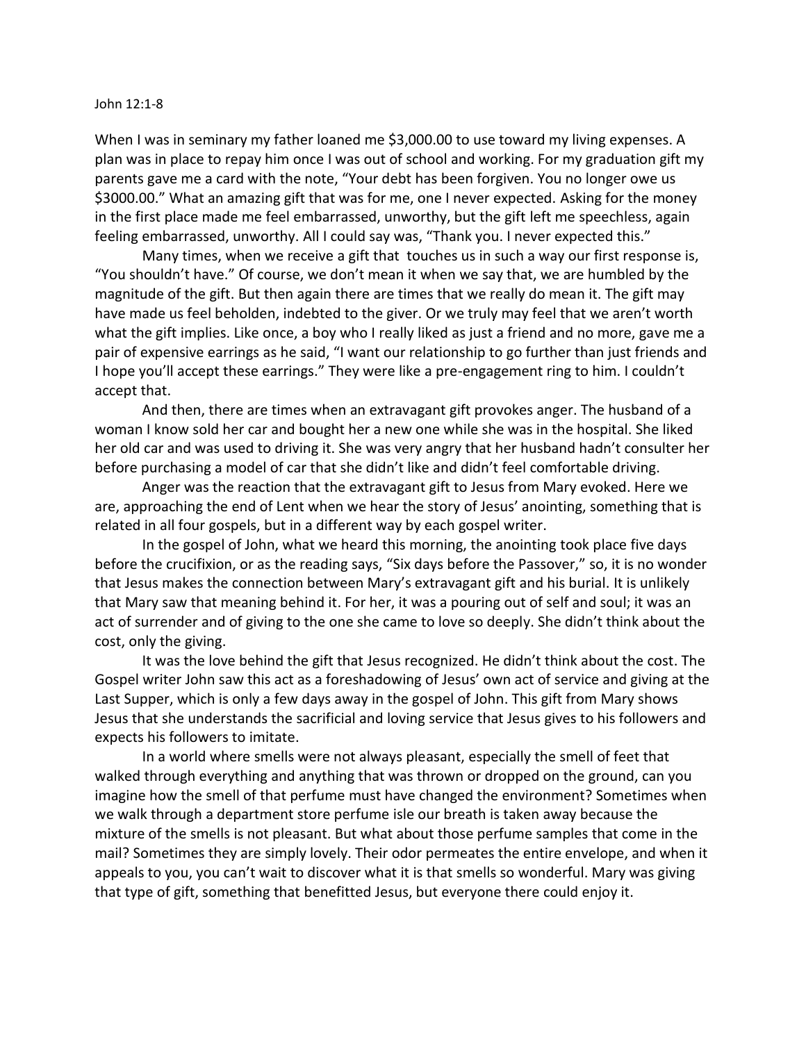John 12:1-8

When I was in seminary my father loaned me $3,000.00 to use toward my living expenses. A plan was in place to repay him once I was out of school and working. For my graduation gift my parents gave me a card with the note, "Your debt has been forgiven. You no longer owe us $3000.00." What an amazing gift that was for me, one I never expected. Asking for the money in the first place made me feel embarrassed, unworthy, but the gift left me speechless, again feeling embarrassed, unworthy. All I could say was, "Thank you. I never expected this."

Many times, when we receive a gift that touches us in such a way our first response is, "You shouldn't have." Of course, we don't mean it when we say that, we are humbled by the magnitude of the gift. But then again there are times that we really do mean it. The gift may have made us feel beholden, indebted to the giver. Or we truly may feel that we aren't worth what the gift implies. Like once, a boy who I really liked as just a friend and no more, gave me a pair of expensive earrings as he said, "I want our relationship to go further than just friends and I hope you'll accept these earrings." They were like a pre-engagement ring to him. I couldn't accept that.

And then, there are times when an extravagant gift provokes anger. The husband of a woman I know sold her car and bought her a new one while she was in the hospital. She liked her old car and was used to driving it. She was very angry that her husband hadn't consulter her before purchasing a model of car that she didn't like and didn't feel comfortable driving.

Anger was the reaction that the extravagant gift to Jesus from Mary evoked. Here we are, approaching the end of Lent when we hear the story of Jesus' anointing, something that is related in all four gospels, but in a different way by each gospel writer.

In the gospel of John, what we heard this morning, the anointing took place five days before the crucifixion, or as the reading says, "Six days before the Passover," so, it is no wonder that Jesus makes the connection between Mary's extravagant gift and his burial. It is unlikely that Mary saw that meaning behind it. For her, it was a pouring out of self and soul; it was an act of surrender and of giving to the one she came to love so deeply. She didn't think about the cost, only the giving.

It was the love behind the gift that Jesus recognized. He didn't think about the cost. The Gospel writer John saw this act as a foreshadowing of Jesus' own act of service and giving at the Last Supper, which is only a few days away in the gospel of John. This gift from Mary shows Jesus that she understands the sacrificial and loving service that Jesus gives to his followers and expects his followers to imitate.

In a world where smells were not always pleasant, especially the smell of feet that walked through everything and anything that was thrown or dropped on the ground, can you imagine how the smell of that perfume must have changed the environment? Sometimes when we walk through a department store perfume isle our breath is taken away because the mixture of the smells is not pleasant. But what about those perfume samples that come in the mail? Sometimes they are simply lovely. Their odor permeates the entire envelope, and when it appeals to you, you can't wait to discover what it is that smells so wonderful. Mary was giving that type of gift, something that benefitted Jesus, but everyone there could enjoy it.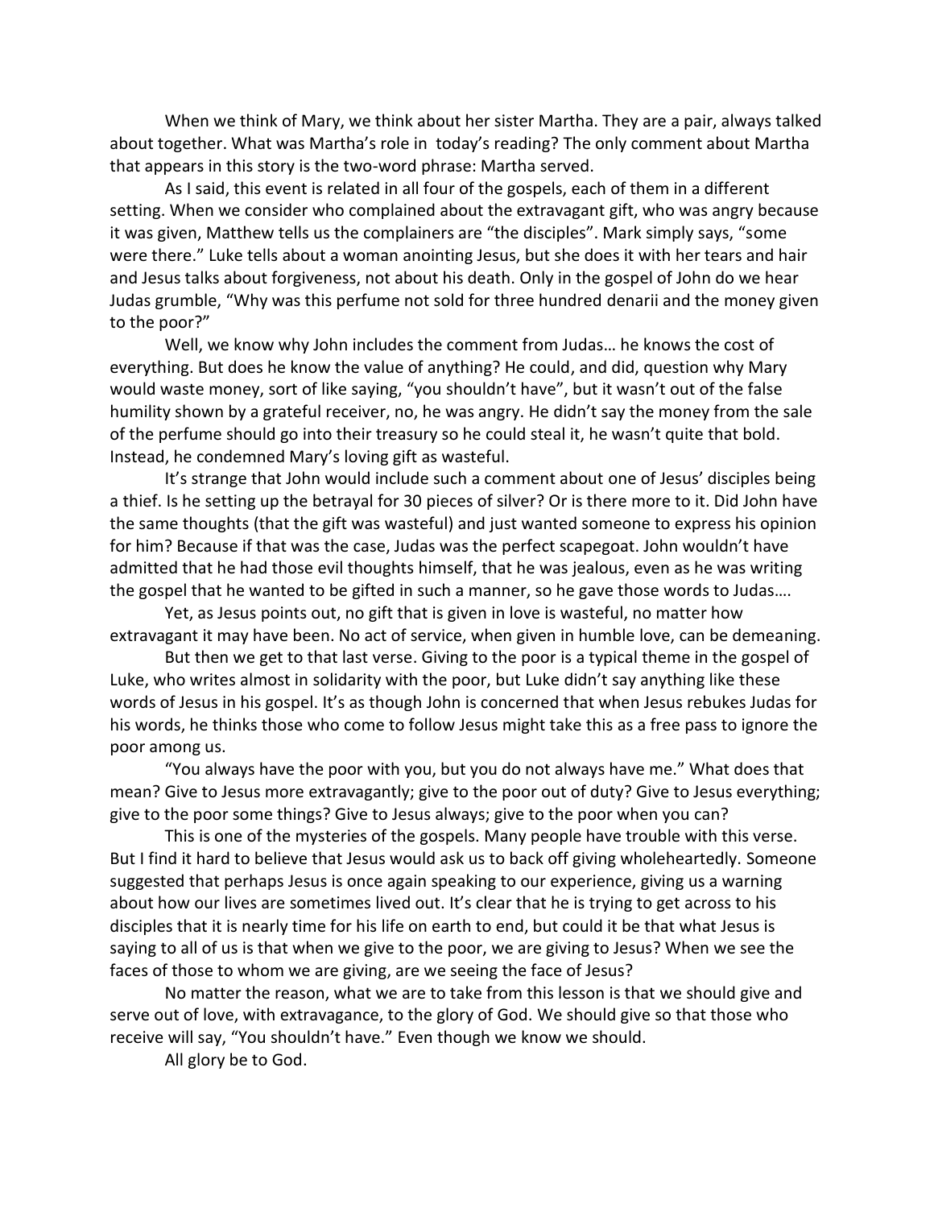When we think of Mary, we think about her sister Martha. They are a pair, always talked about together. What was Martha's role in  today's reading? The only comment about Martha that appears in this story is the two-word phrase: Martha served.

As I said, this event is related in all four of the gospels, each of them in a different setting. When we consider who complained about the extravagant gift, who was angry because it was given, Matthew tells us the complainers are "the disciples". Mark simply says, "some were there." Luke tells about a woman anointing Jesus, but she does it with her tears and hair and Jesus talks about forgiveness, not about his death. Only in the gospel of John do we hear Judas grumble, "Why was this perfume not sold for three hundred denarii and the money given to the poor?"

Well, we know why John includes the comment from Judas… he knows the cost of everything. But does he know the value of anything? He could, and did, question why Mary would waste money, sort of like saying, "you shouldn't have", but it wasn't out of the false humility shown by a grateful receiver, no, he was angry. He didn't say the money from the sale of the perfume should go into their treasury so he could steal it, he wasn't quite that bold. Instead, he condemned Mary's loving gift as wasteful.

It's strange that John would include such a comment about one of Jesus' disciples being a thief. Is he setting up the betrayal for 30 pieces of silver? Or is there more to it. Did John have the same thoughts (that the gift was wasteful) and just wanted someone to express his opinion for him? Because if that was the case, Judas was the perfect scapegoat. John wouldn't have admitted that he had those evil thoughts himself, that he was jealous, even as he was writing the gospel that he wanted to be gifted in such a manner, so he gave those words to Judas….

Yet, as Jesus points out, no gift that is given in love is wasteful, no matter how extravagant it may have been. No act of service, when given in humble love, can be demeaning.

But then we get to that last verse. Giving to the poor is a typical theme in the gospel of Luke, who writes almost in solidarity with the poor, but Luke didn't say anything like these words of Jesus in his gospel. It's as though John is concerned that when Jesus rebukes Judas for his words, he thinks those who come to follow Jesus might take this as a free pass to ignore the poor among us.

"You always have the poor with you, but you do not always have me." What does that mean? Give to Jesus more extravagantly; give to the poor out of duty? Give to Jesus everything; give to the poor some things? Give to Jesus always; give to the poor when you can?

This is one of the mysteries of the gospels. Many people have trouble with this verse. But I find it hard to believe that Jesus would ask us to back off giving wholeheartedly. Someone suggested that perhaps Jesus is once again speaking to our experience, giving us a warning about how our lives are sometimes lived out. It's clear that he is trying to get across to his disciples that it is nearly time for his life on earth to end, but could it be that what Jesus is saying to all of us is that when we give to the poor, we are giving to Jesus? When we see the faces of those to whom we are giving, are we seeing the face of Jesus?

No matter the reason, what we are to take from this lesson is that we should give and serve out of love, with extravagance, to the glory of God. We should give so that those who receive will say, "You shouldn't have." Even though we know we should.

All glory be to God.